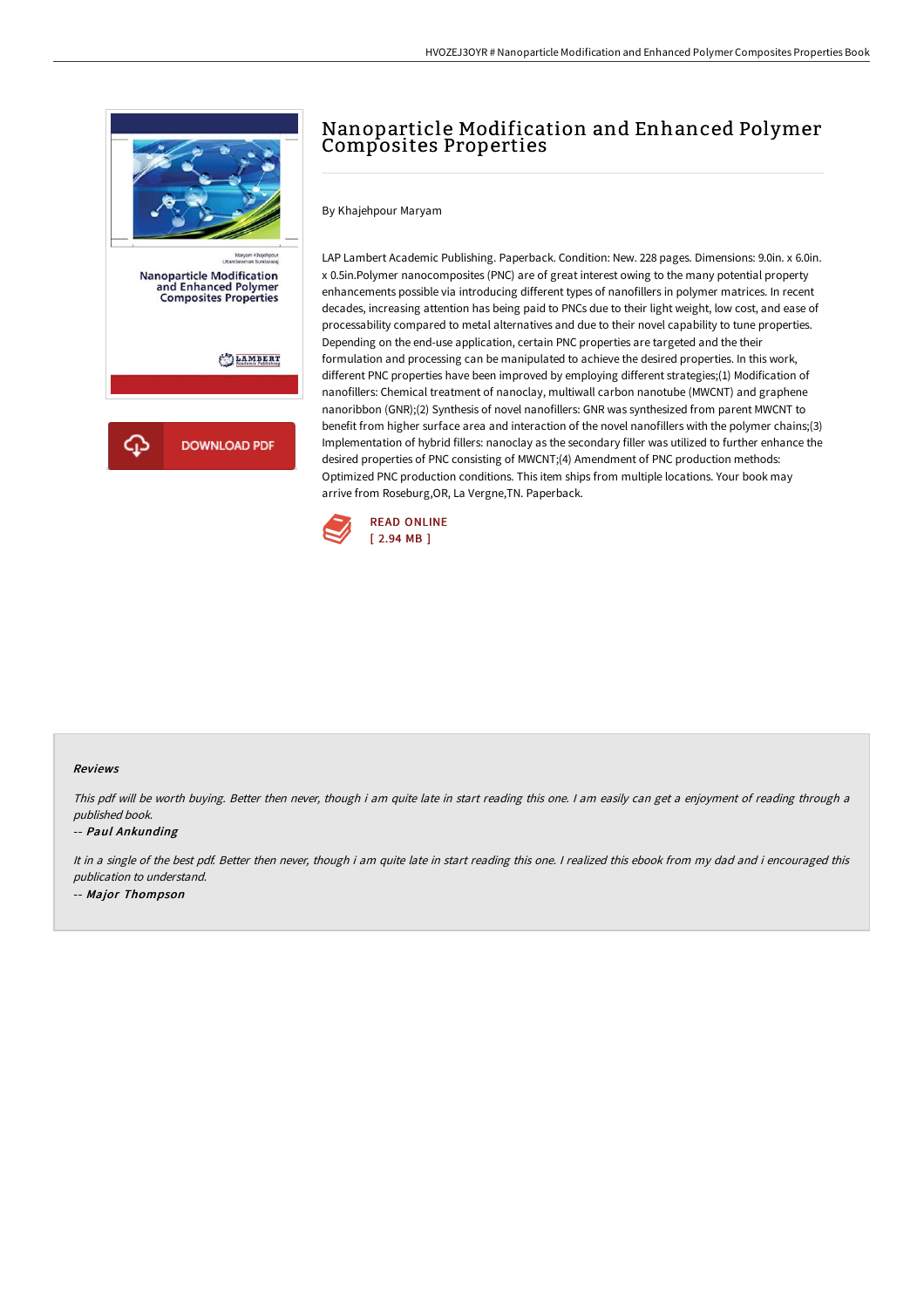# Nanoparticle Modification and Enhanced Polymer Composites Properties

By Khajehpour Maryam

LAP Lambert Academic Publishing. Paperback. Condition: New. 228 pages. Dimensions: 9.0in. x 6.0in. x 0.5in.Polymer nanocomposites (PNC) are of great interest owing to the many potential property enhancements possible via introducing different types of nanofillers in polymer matrices. In recent decades, increasing attention has being paid to PNCs due to their light weight, low cost, and ease of processability compared to metal alternatives and due to their novel capability to tune properties. Depending on the end-use application, certain PNC properties are targeted and the their formulation and processing can be manipulated to achieve the desired properties. In this work, different PNC properties have been improved by employing different strategies;(1) Modification of nanofillers: Chemical treatment of nanoclay, multiwall carbon nanotube (MWCNT) and graphene nanoribbon (GNR);(2) Synthesis of novel nanofillers: GNR was synthesized from parent MWCNT to benefit from higher surface area and interaction of the novel nanofillers with the polymer chains;(3) Implementation of hybrid fillers: nanoclay as the secondary filler was utilized to further enhance the desired properties of PNC consisting of MWCNT;(4) Amendment of PNC production methods: Optimized PNC production conditions. This item ships from multiple locations. Your book may arrive from Roseburg,OR, La Vergne,TN. Paperback.

READ ONLINE
[ 2.94 MB ]

DOWNLOAD PDF

### Reviews

*This pdf will be worth buying. Better then never, though i am quite late in start reading this one. I am easily can get a enjoyment of reading through a published book.*

-- *Paul Ankunding*

*It in a single of the best pdf. Better then never, though i am quite late in start reading this one. I realized this ebook from my dad and i encouraged this publication to understand.*

-- *Major Thompson*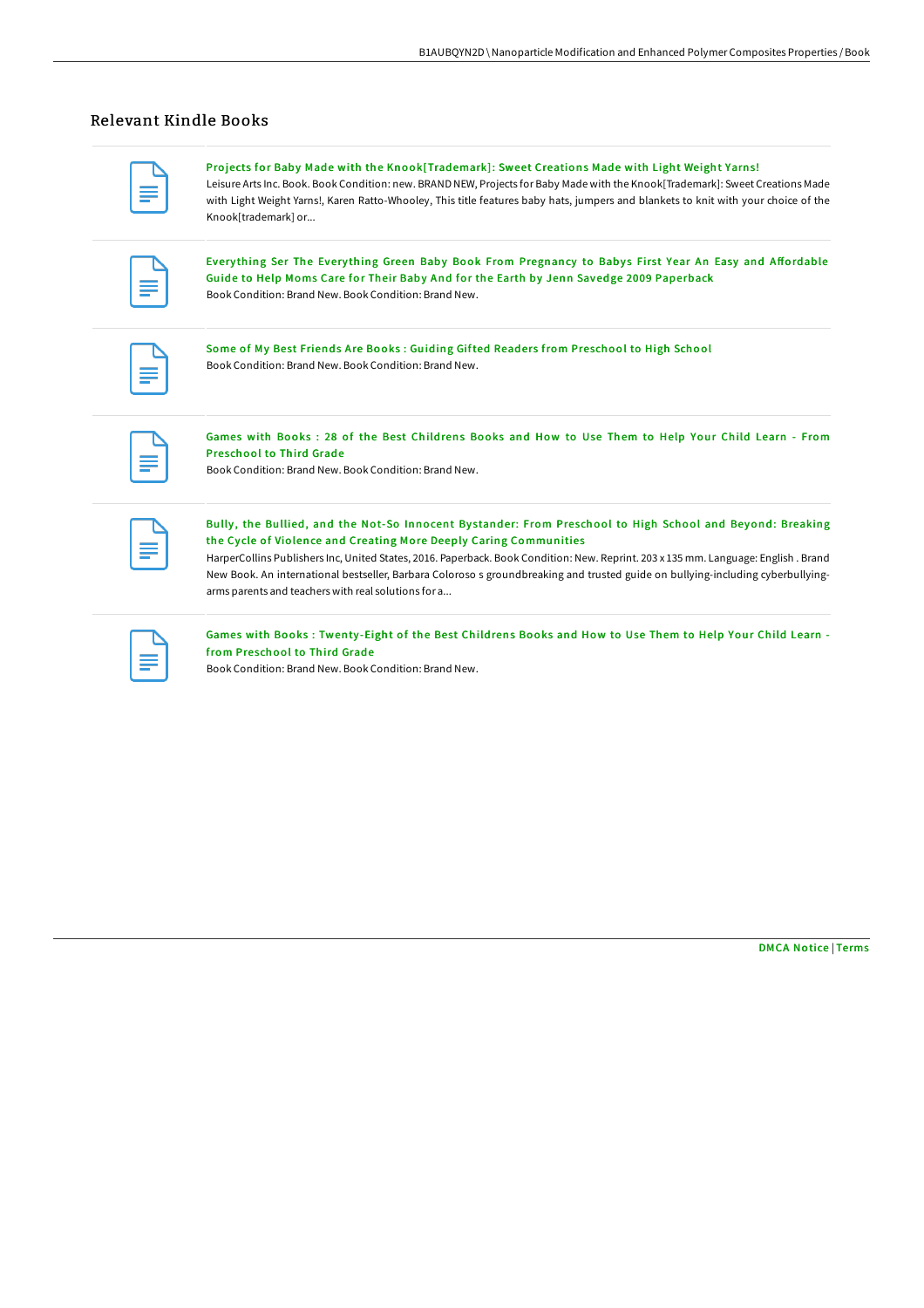## Relevant Kindle Books

**Projects for Baby Made with the Knook[Trademark]: Sweet Creations Made with Light Weight Yarns!**

Leisure Arts Inc. Book. Book Condition: new. BRAND NEW, Projects for Baby Made with the Knook[Trademark]: Sweet Creations Made with Light Weight Yarns!, Karen Ratto-Whooley, This title features baby hats, jumpers and blankets to knit with your choice of the Knook[trademark] or...

**Everything Ser The Everything Green Baby Book From Pregnancy to Babys First Year An Easy and Affordable Guide to Help Moms Care for Their Baby And for the Earth by Jenn Savedge 2009 Paperback**

Book Condition: Brand New. Book Condition: Brand New.

**Some of My Best Friends Are Books : Guiding Gifted Readers from Preschool to High School**

Book Condition: Brand New. Book Condition: Brand New.

**Games with Books : 28 of the Best Childrens Books and How to Use Them to Help Your Child Learn - From Preschool to Third Grade**

Book Condition: Brand New. Book Condition: Brand New.

**Bully, the Bullied, and the Not-So Innocent Bystander: From Preschool to High School and Beyond: Breaking the Cycle of Violence and Creating More Deeply Caring Communities**

HarperCollins Publishers Inc, United States, 2016. Paperback. Book Condition: New. Reprint. 203 x 135 mm. Language: English . Brand New Book. An international bestseller, Barbara Coloroso s groundbreaking and trusted guide on bullying-including cyberbullying-arms parents and teachers with real solutions for a...

**Games with Books : Twenty-Eight of the Best Childrens Books and How to Use Them to Help Your Child Learn - from Preschool to Third Grade**

Book Condition: Brand New. Book Condition: Brand New.